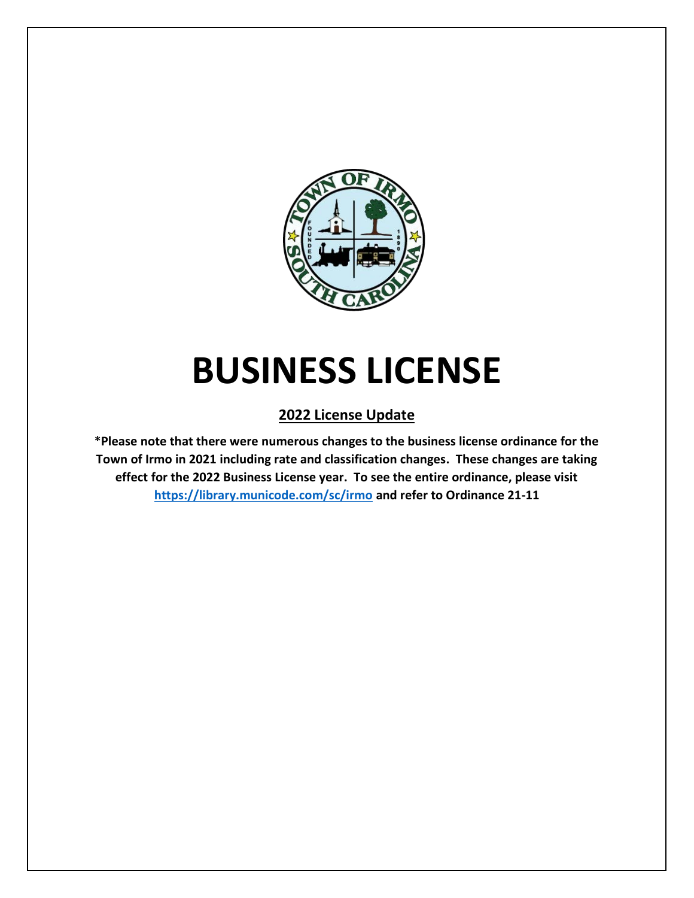# BUSINESS LICENSE

## 2022 License Update

**\*Please note that there were numerous changes to the business license ordinance for the Town of Irmo in 2021 including rate and classification changes. These changes are taking effect for the 2022 Business License year. To see the entire ordinance, please visit [https://library.municode.com/sc/irmo](https://library.municode.com/sc/irmo) and refer to Ordinance 21-11**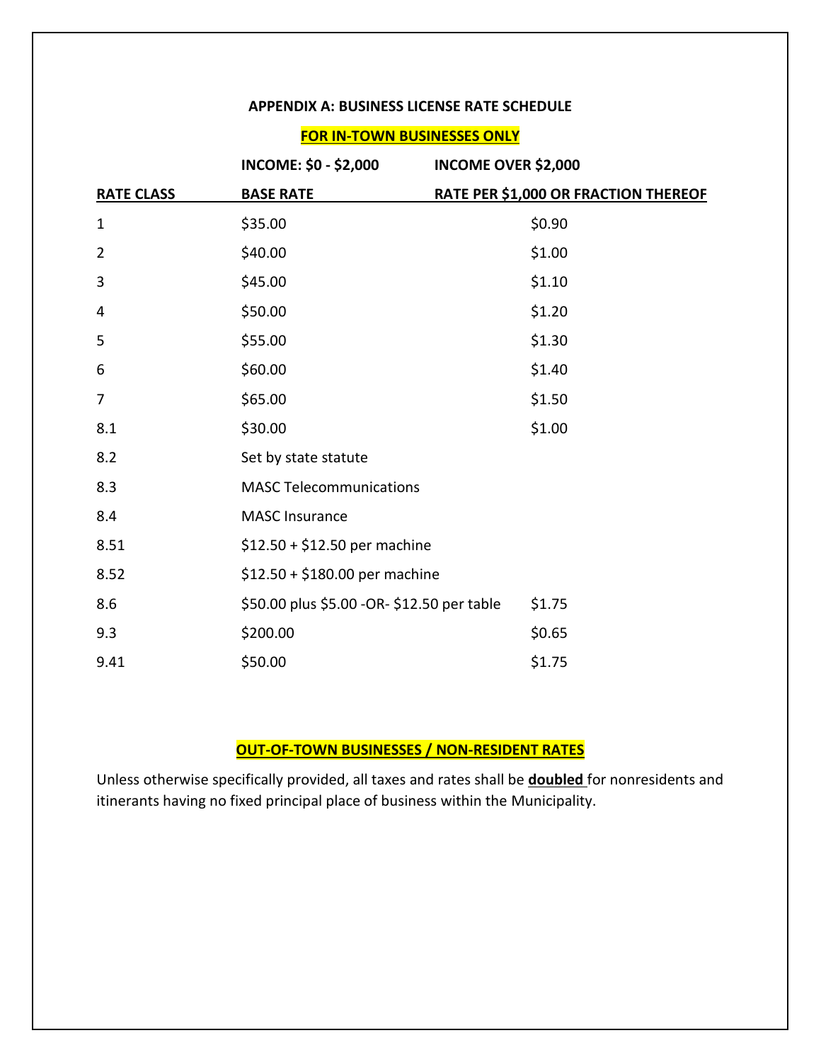## APPENDIX A: BUSINESS LICENSE RATE SCHEDULE

**FOR IN-TOWN BUSINESSES ONLY**

| | INCOME: $0 - $2,000 | INCOME OVER $2,000 |
|---|---|---|
| **RATE CLASS** | **BASE RATE** | **RATE PER $1,000 OR FRACTION THEREOF** |
| 1 | $35.00 | $0.90 |
| 2 | $40.00 | $1.00 |
| 3 | $45.00 | $1.10 |
| 4 | $50.00 | $1.20 |
| 5 | $55.00 | $1.30 |
| 6 | $60.00 | $1.40 |
| 7 | $65.00 | $1.50 |
| 8.1 | $30.00 | $1.00 |
| 8.2 | Set by state statute | |
| 8.3 | MASC Telecommunications | |
| 8.4 | MASC Insurance | |
| 8.51 | $12.50 + $12.50 per machine | |
| 8.52 | $12.50 + $180.00 per machine | |
| 8.6 | $50.00 plus $5.00 -OR- $12.50 per table | $1.75 |
| 9.3 | $200.00 | $0.65 |
| 9.41 | $50.00 | $1.75 |

**OUT-OF-TOWN BUSINESSES / NON-RESIDENT RATES**

Unless otherwise specifically provided, all taxes and rates shall be **doubled** for nonresidents and itinerants having no fixed principal place of business within the Municipality.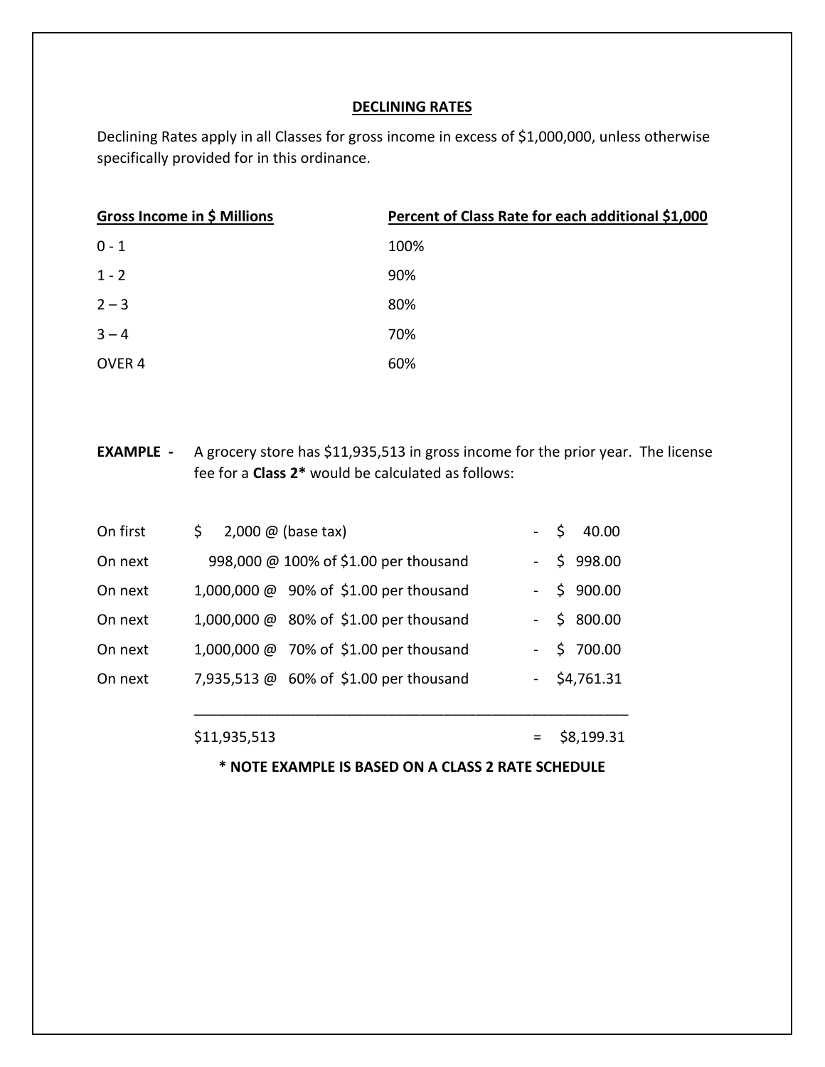## DECLINING RATES

Declining Rates apply in all Classes for gross income in excess of $1,000,000, unless otherwise specifically provided for in this ordinance.

| Gross Income in $ Millions | Percent of Class Rate for each additional $1,000 |
|---|---|
| 0 - 1 | 100% |
| 1 - 2 | 90% |
| 2 – 3 | 80% |
| 3 – 4 | 70% |
| OVER 4 | 60% |

**EXAMPLE -** A grocery store has $11,935,513 in gross income for the prior year. The license fee for a **Class 2*** would be calculated as follows:

| | | | |
|---|---|---|---|
| On first | $ 2,000 @ (base tax) | - | $ 40.00 |
| On next | 998,000 @ 100% of $1.00 per thousand | - | $ 998.00 |
| On next | 1,000,000 @ 90% of $1.00 per thousand | - | $ 900.00 |
| On next | 1,000,000 @ 80% of $1.00 per thousand | - | $ 800.00 |
| On next | 1,000,000 @ 70% of $1.00 per thousand | - | $ 700.00 |
| On next | 7,935,513 @ 60% of $1.00 per thousand | - | $4,761.31 |
| | $11,935,513 | = | $8,199.31 |

**\* NOTE EXAMPLE IS BASED ON A CLASS 2 RATE SCHEDULE**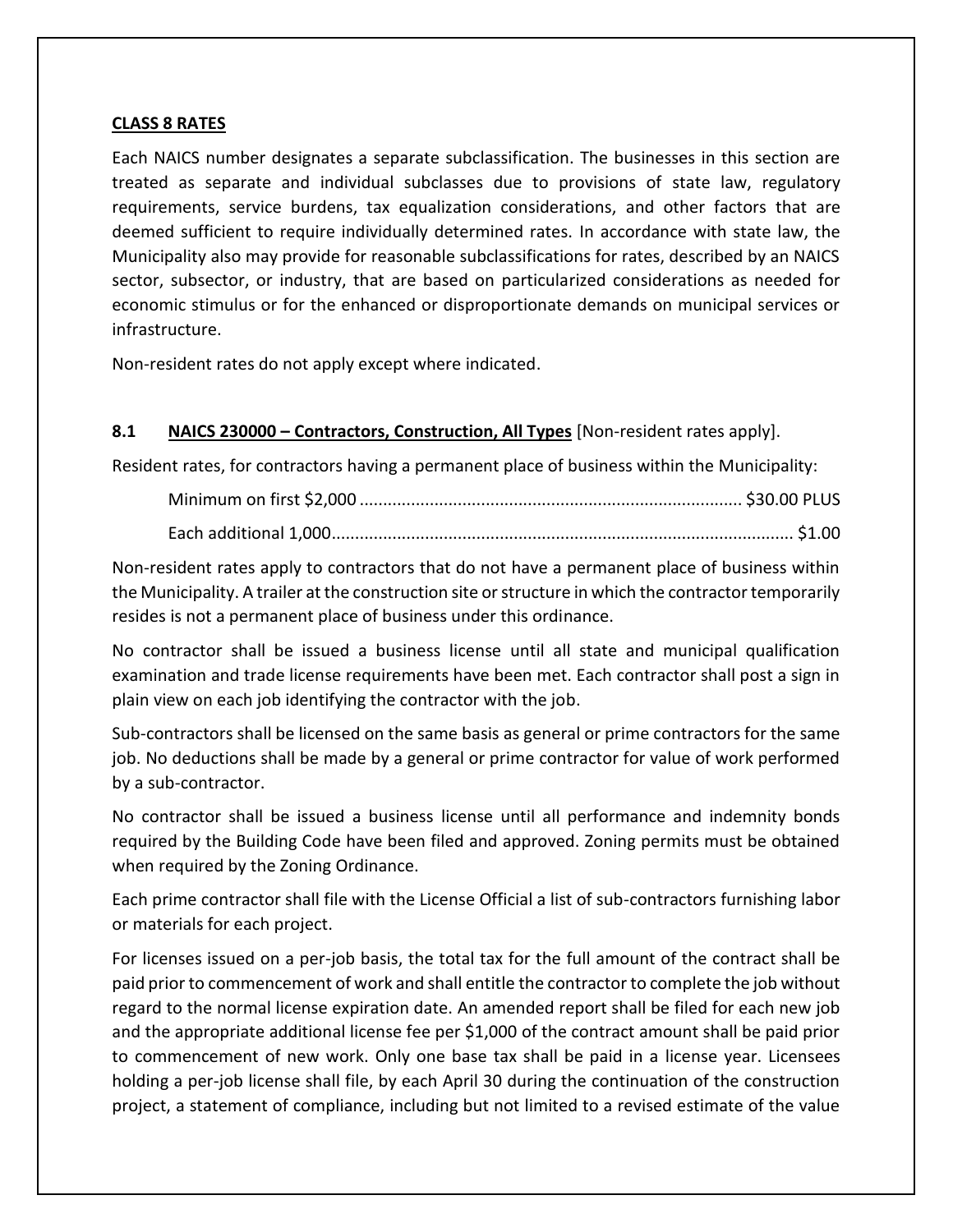**CLASS 8 RATES**

Each NAICS number designates a separate subclassification. The businesses in this section are treated as separate and individual subclasses due to provisions of state law, regulatory requirements, service burdens, tax equalization considerations, and other factors that are deemed sufficient to require individually determined rates. In accordance with state law, the Municipality also may provide for reasonable subclassifications for rates, described by an NAICS sector, subsector, or industry, that are based on particularized considerations as needed for economic stimulus or for the enhanced or disproportionate demands on municipal services or infrastructure.

Non-resident rates do not apply except where indicated.

**8.1 NAICS 230000 – Contractors, Construction, All Types** [Non-resident rates apply].

Resident rates, for contractors having a permanent place of business within the Municipality:

Minimum on first $2,000 .................................................................................. $30.00 PLUS

Each additional 1,000.................................................................................................. $1.00

Non-resident rates apply to contractors that do not have a permanent place of business within the Municipality. A trailer at the construction site or structure in which the contractor temporarily resides is not a permanent place of business under this ordinance.

No contractor shall be issued a business license until all state and municipal qualification examination and trade license requirements have been met. Each contractor shall post a sign in plain view on each job identifying the contractor with the job.

Sub-contractors shall be licensed on the same basis as general or prime contractors for the same job. No deductions shall be made by a general or prime contractor for value of work performed by a sub-contractor.

No contractor shall be issued a business license until all performance and indemnity bonds required by the Building Code have been filed and approved. Zoning permits must be obtained when required by the Zoning Ordinance.

Each prime contractor shall file with the License Official a list of sub-contractors furnishing labor or materials for each project.

For licenses issued on a per-job basis, the total tax for the full amount of the contract shall be paid prior to commencement of work and shall entitle the contractor to complete the job without regard to the normal license expiration date. An amended report shall be filed for each new job and the appropriate additional license fee per $1,000 of the contract amount shall be paid prior to commencement of new work. Only one base tax shall be paid in a license year. Licensees holding a per-job license shall file, by each April 30 during the continuation of the construction project, a statement of compliance, including but not limited to a revised estimate of the value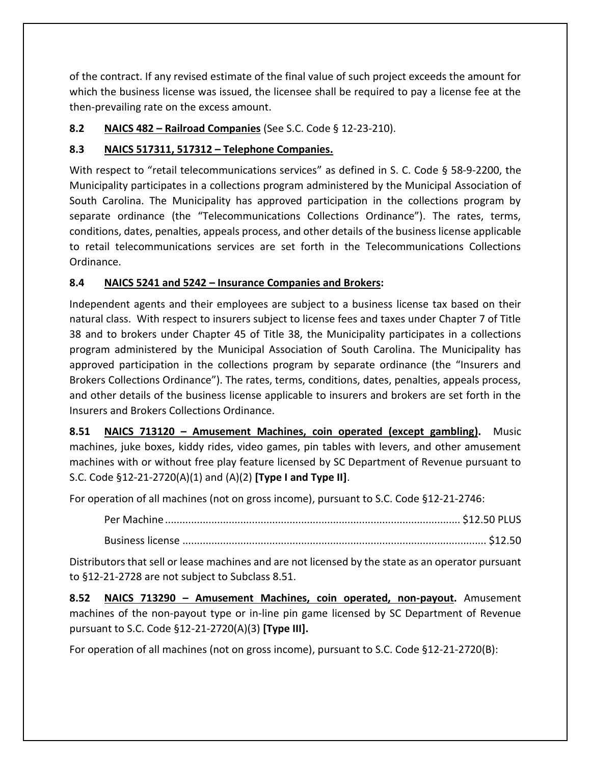of the contract. If any revised estimate of the final value of such project exceeds the amount for which the business license was issued, the licensee shall be required to pay a license fee at the then-prevailing rate on the excess amount.

**8.2 <u>NAICS 482 – Railroad Companies</u>** (See S.C. Code § 12-23-210).

**8.3 <u>NAICS 517311, 517312 – Telephone Companies.</u>**

With respect to "retail telecommunications services" as defined in S. C. Code § 58-9-2200, the Municipality participates in a collections program administered by the Municipal Association of South Carolina. The Municipality has approved participation in the collections program by separate ordinance (the "Telecommunications Collections Ordinance"). The rates, terms, conditions, dates, penalties, appeals process, and other details of the business license applicable to retail telecommunications services are set forth in the Telecommunications Collections Ordinance.

**8.4 <u>NAICS 5241 and 5242 – Insurance Companies and Brokers</u>:**

Independent agents and their employees are subject to a business license tax based on their natural class. With respect to insurers subject to license fees and taxes under Chapter 7 of Title 38 and to brokers under Chapter 45 of Title 38, the Municipality participates in a collections program administered by the Municipal Association of South Carolina. The Municipality has approved participation in the collections program by separate ordinance (the "Insurers and Brokers Collections Ordinance"). The rates, terms, conditions, dates, penalties, appeals process, and other details of the business license applicable to insurers and brokers are set forth in the Insurers and Brokers Collections Ordinance.

**8.51 <u>NAICS 713120 – Amusement Machines, coin operated (except gambling)</u>.** Music machines, juke boxes, kiddy rides, video games, pin tables with levers, and other amusement machines with or without free play feature licensed by SC Department of Revenue pursuant to S.C. Code §12-21-2720(A)(1) and (A)(2) **[Type I and Type II]**.

For operation of all machines (not on gross income), pursuant to S.C. Code §12-21-2746:

Per Machine ........................................................................................ $12.50 PLUS

Business license ........................................................................................ $12.50

Distributors that sell or lease machines and are not licensed by the state as an operator pursuant to §12-21-2728 are not subject to Subclass 8.51.

**8.52 <u>NAICS 713290 – Amusement Machines, coin operated, non-payout</u>.** Amusement machines of the non-payout type or in-line pin game licensed by SC Department of Revenue pursuant to S.C. Code §12-21-2720(A)(3) **[Type III].**

For operation of all machines (not on gross income), pursuant to S.C. Code §12-21-2720(B):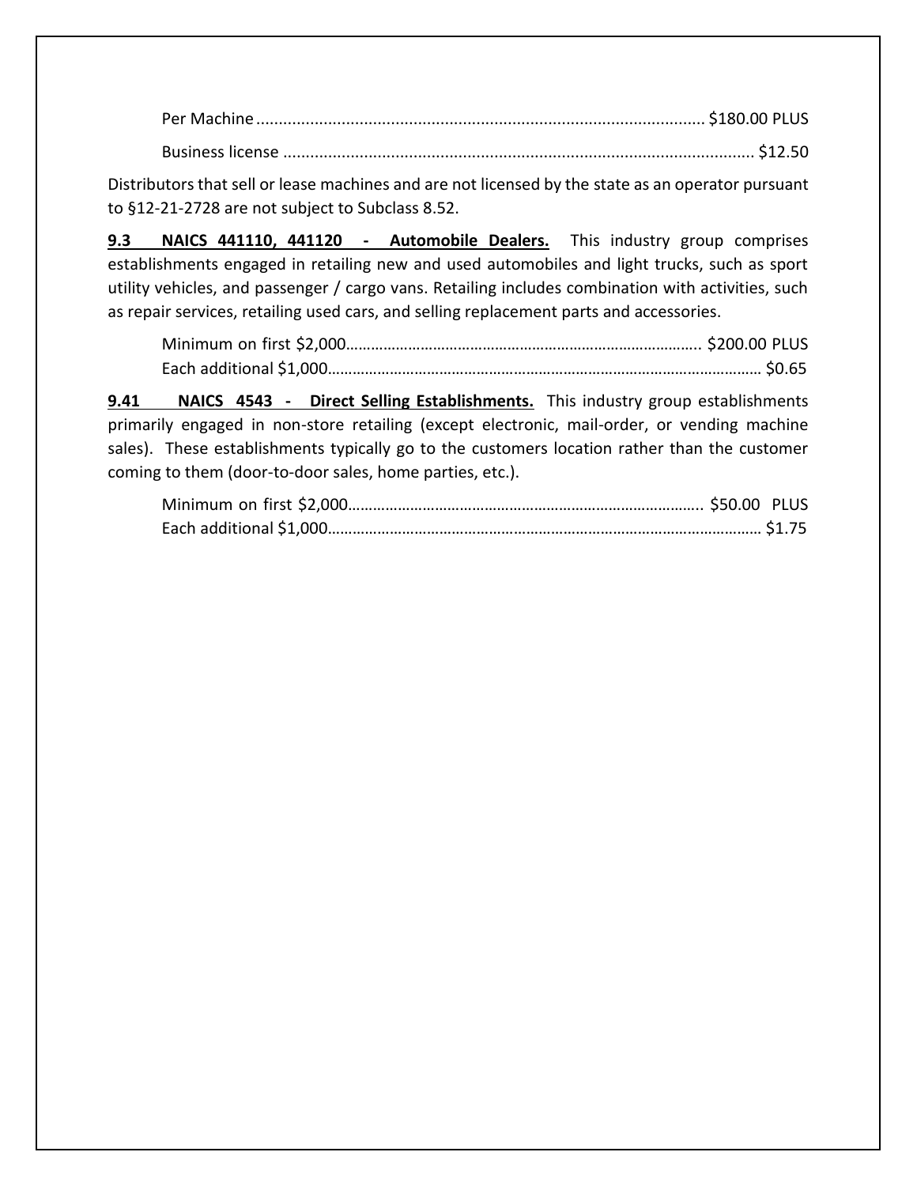Per Machine .................................................................................................... $180.00 PLUS

Business license ......................................................................................................... $12.50

Distributors that sell or lease machines and are not licensed by the state as an operator pursuant to §12-21-2728 are not subject to Subclass 8.52.

**9.3 NAICS 441110, 441120 - Automobile Dealers.** This industry group comprises establishments engaged in retailing new and used automobiles and light trucks, such as sport utility vehicles, and passenger / cargo vans. Retailing includes combination with activities, such as repair services, retailing used cars, and selling replacement parts and accessories.

Minimum on first $2,000………………………………………………………………………….. $200.00 PLUS
Each additional $1,000…………………………………………………………………………………………… $0.65

**9.41 NAICS 4543 - Direct Selling Establishments.** This industry group establishments primarily engaged in non-store retailing (except electronic, mail-order, or vending machine sales). These establishments typically go to the customers location rather than the customer coming to them (door-to-door sales, home parties, etc.).

Minimum on first $2,000………………………………………………………………………….. $50.00 PLUS
Each additional $1,000…………………………………………………………………………………………… $1.75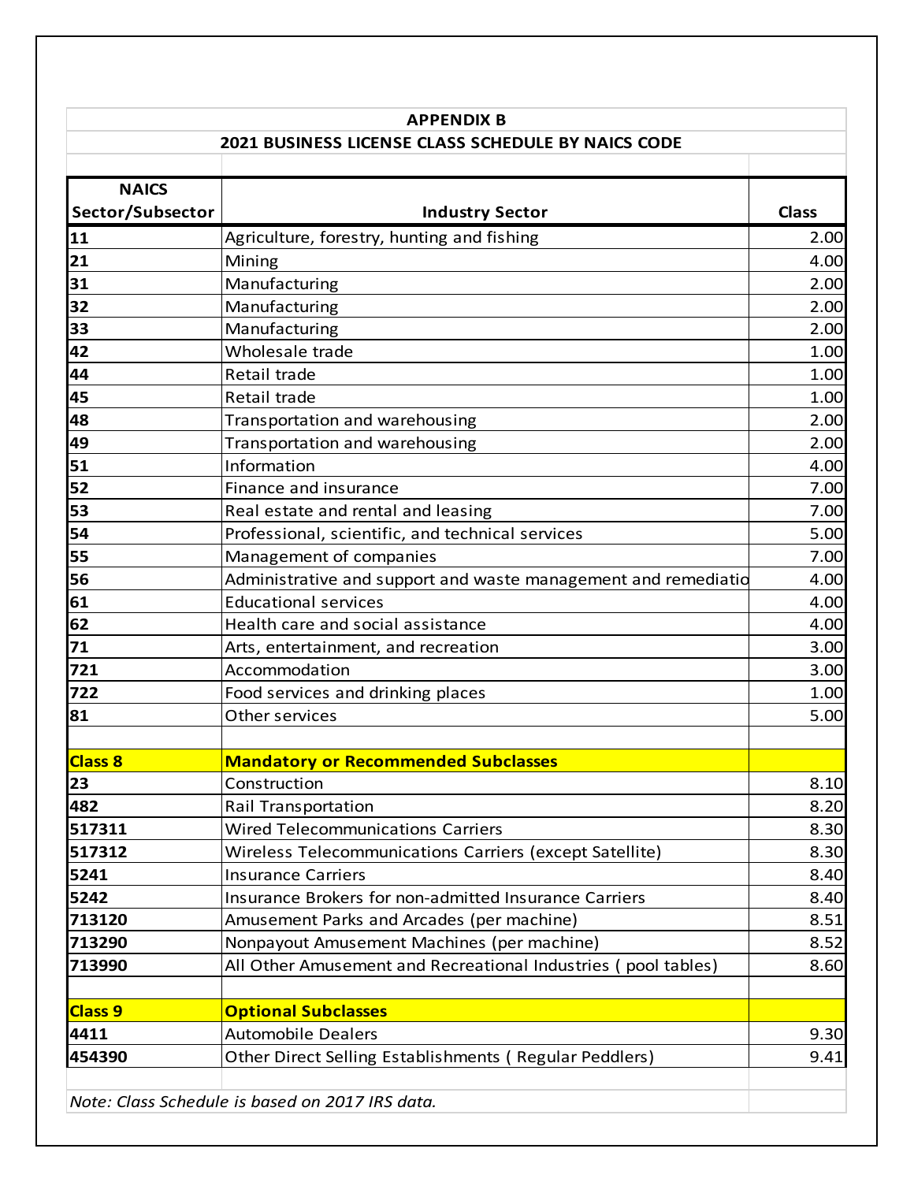## APPENDIX B

## 2021 BUSINESS LICENSE CLASS SCHEDULE BY NAICS CODE

| NAICS Sector/Subsector | Industry Sector | Class |
|---|---|---|
| **11** | Agriculture, forestry, hunting and fishing | 2.00 |
| **21** | Mining | 4.00 |
| **31** | Manufacturing | 2.00 |
| **32** | Manufacturing | 2.00 |
| **33** | Manufacturing | 2.00 |
| **42** | Wholesale trade | 1.00 |
| **44** | Retail trade | 1.00 |
| **45** | Retail trade | 1.00 |
| **48** | Transportation and warehousing | 2.00 |
| **49** | Transportation and warehousing | 2.00 |
| **51** | Information | 4.00 |
| **52** | Finance and insurance | 7.00 |
| **53** | Real estate and rental and leasing | 7.00 |
| **54** | Professional, scientific, and technical services | 5.00 |
| **55** | Management of companies | 7.00 |
| **56** | Administrative and support and waste management and remediatio | 4.00 |
| **61** | Educational services | 4.00 |
| **62** | Health care and social assistance | 4.00 |
| **71** | Arts, entertainment, and recreation | 3.00 |
| **721** | Accommodation | 3.00 |
| **722** | Food services and drinking places | 1.00 |
| **81** | Other services | 5.00 |
| | | |
| **Class 8** | **Mandatory or Recommended Subclasses** | |
| **23** | Construction | 8.10 |
| **482** | Rail Transportation | 8.20 |
| **517311** | Wired Telecommunications Carriers | 8.30 |
| **517312** | Wireless Telecommunications Carriers (except Satellite) | 8.30 |
| **5241** | Insurance Carriers | 8.40 |
| **5242** | Insurance Brokers for non-admitted Insurance Carriers | 8.40 |
| **713120** | Amusement Parks and Arcades (per machine) | 8.51 |
| **713290** | Nonpayout Amusement Machines (per machine) | 8.52 |
| **713990** | All Other Amusement and Recreational Industries ( pool tables) | 8.60 |
| | | |
| **Class 9** | **Optional Subclasses** | |
| **4411** | Automobile Dealers | 9.30 |
| **454390** | Other Direct Selling Establishments ( Regular Peddlers) | 9.41 |

*Note: Class Schedule is based on 2017 IRS data.*